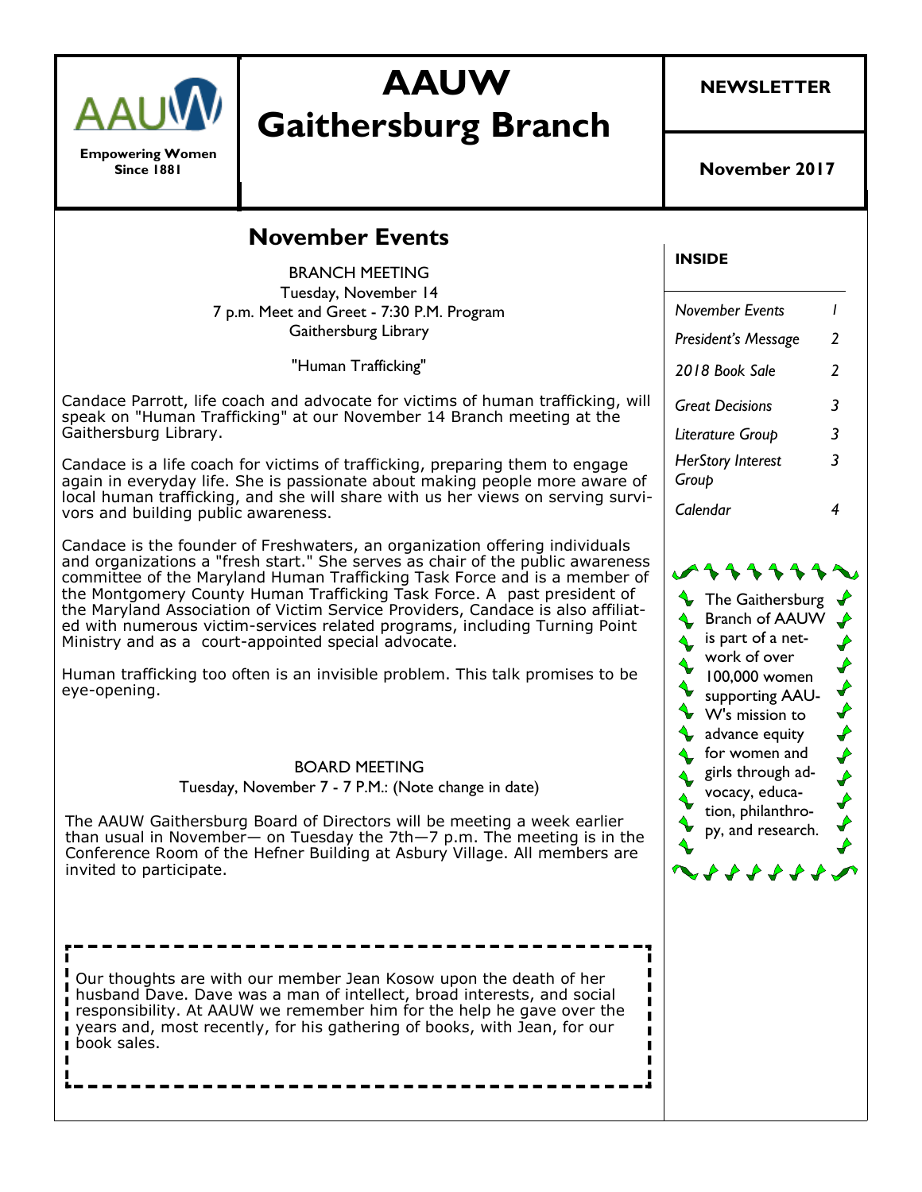AAUW

Empowering Women
Since 1881

# AAUW Gaithersburg Branch

**NEWSLETTER**

**November 2017**

## November Events

BRANCH MEETING
Tuesday, November 14
7 p.m. Meet and Greet - 7:30 P.M. Program
Gaithersburg Library

"Human Trafficking"

Candace Parrott, life coach and advocate for victims of human trafficking, will speak on "Human Trafficking" at our November 14 Branch meeting at the Gaithersburg Library.

Candace is a life coach for victims of trafficking, preparing them to engage again in everyday life. She is passionate about making people more aware of local human trafficking, and she will share with us her views on serving survivors and building public awareness.

Candace is the founder of Freshwaters, an organization offering individuals and organizations a "fresh start." She serves as chair of the public awareness committee of the Maryland Human Trafficking Task Force and is a member of the Montgomery County Human Trafficking Task Force. A past president of the Maryland Association of Victim Service Providers, Candace is also affiliated with numerous victim-services related programs, including Turning Point Ministry and as a court-appointed special advocate.

Human trafficking too often is an invisible problem. This talk promises to be eye-opening.

BOARD MEETING
Tuesday, November 7 - 7 P.M.: (Note change in date)

The AAUW Gaithersburg Board of Directors will be meeting a week earlier than usual in November— on Tuesday the 7th—7 p.m. The meeting is in the Conference Room of the Hefner Building at Asbury Village. All members are invited to participate.

Our thoughts are with our member Jean Kosow upon the death of her husband Dave. Dave was a man of intellect, broad interests, and social responsibility. At AAUW we remember him for the help he gave over the years and, most recently, for his gathering of books, with Jean, for our book sales.

**INSIDE**

| | |
|---|---|
| *November Events* | *1* |
| *President's Message* | *2* |
| *2018 Book Sale* | *2* |
| *Great Decisions* | *3* |
| *Literature Group* | *3* |
| *HerStory Interest Group* | *3* |
| *Calendar* | *4* |

The Gaithersburg Branch of AAUW is part of a network of over 100,000 women supporting AAUW's mission to advance equity for women and girls through advocacy, education, philanthropy, and research.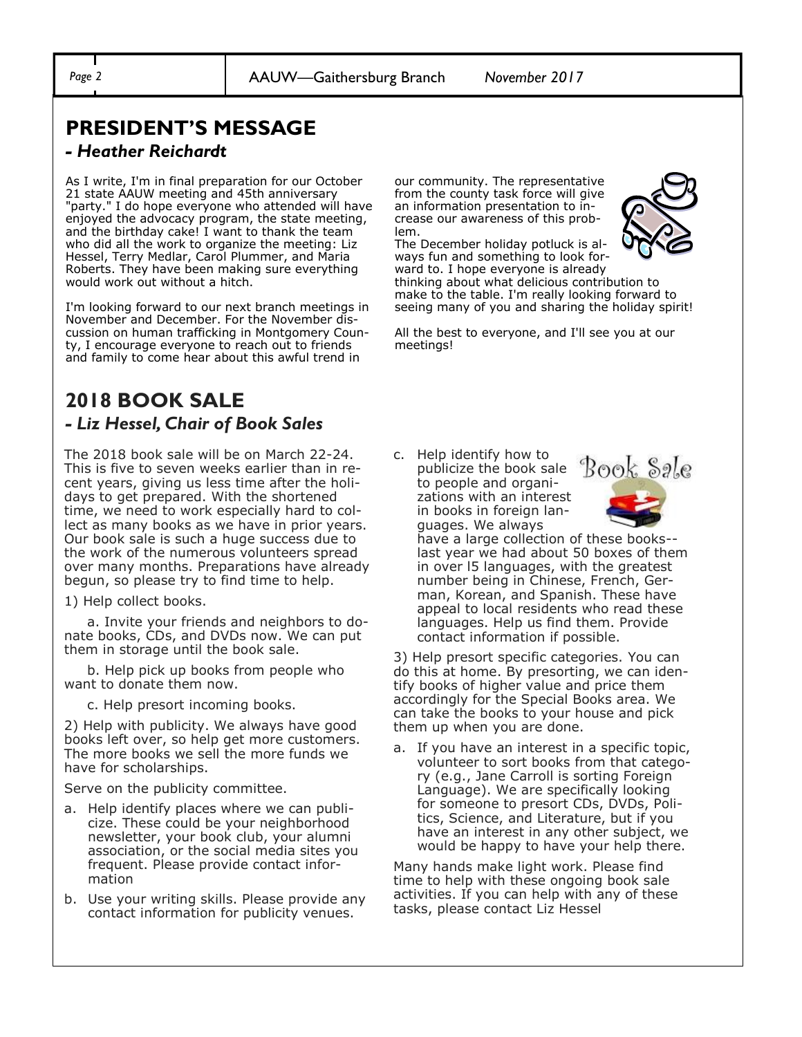## PRESIDENT'S MESSAGE

### *- Heather Reichardt*

As I write, I'm in final preparation for our October 21 state AAUW meeting and 45th anniversary "party." I do hope everyone who attended will have enjoyed the advocacy program, the state meeting, and the birthday cake! I want to thank the team who did all the work to organize the meeting: Liz Hessel, Terry Medlar, Carol Plummer, and Maria Roberts. They have been making sure everything would work out without a hitch.

I'm looking forward to our next branch meetings in November and December. For the November discussion on human trafficking in Montgomery County, I encourage everyone to reach out to friends and family to come hear about this awful trend in our community. The representative from the county task force will give an information presentation to increase our awareness of this problem.

The December holiday potluck is always fun and something to look forward to. I hope everyone is already thinking about what delicious contribution to make to the table. I'm really looking forward to seeing many of you and sharing the holiday spirit!

All the best to everyone, and I'll see you at our meetings!

## 2018 BOOK SALE

### *- Liz Hessel, Chair of Book Sales*

The 2018 book sale will be on March 22-24. This is five to seven weeks earlier than in recent years, giving us less time after the holidays to get prepared. With the shortened time, we need to work especially hard to collect as many books as we have in prior years. Our book sale is such a huge success due to the work of the numerous volunteers spread over many months. Preparations have already begun, so please try to find time to help.

1) Help collect books.

a. Invite your friends and neighbors to donate books, CDs, and DVDs now. We can put them in storage until the book sale.

b. Help pick up books from people who want to donate them now.

c. Help presort incoming books.

2) Help with publicity. We always have good books left over, so help get more customers. The more books we sell the more funds we have for scholarships.

Serve on the publicity committee.

a. Help identify places where we can publicize. These could be your neighborhood newsletter, your book club, your alumni association, or the social media sites you frequent. Please provide contact information

b. Use your writing skills. Please provide any contact information for publicity venues.

c. Help identify how to publicize the book sale to people and organizations with an interest in books in foreign languages. We always have a large collection of these books--last year we had about 50 boxes of them in over 15 languages, with the greatest number being in Chinese, French, German, Korean, and Spanish. These have appeal to local residents who read these languages. Help us find them. Provide contact information if possible.

3) Help presort specific categories. You can do this at home. By presorting, we can identify books of higher value and price them accordingly for the Special Books area. We can take the books to your house and pick them up when you are done.

a. If you have an interest in a specific topic, volunteer to sort books from that category (e.g., Jane Carroll is sorting Foreign Language). We are specifically looking for someone to presort CDs, DVDs, Politics, Science, and Literature, but if you have an interest in any other subject, we would be happy to have your help there.

Many hands make light work. Please find time to help with these ongoing book sale activities. If you can help with any of these tasks, please contact Liz Hessel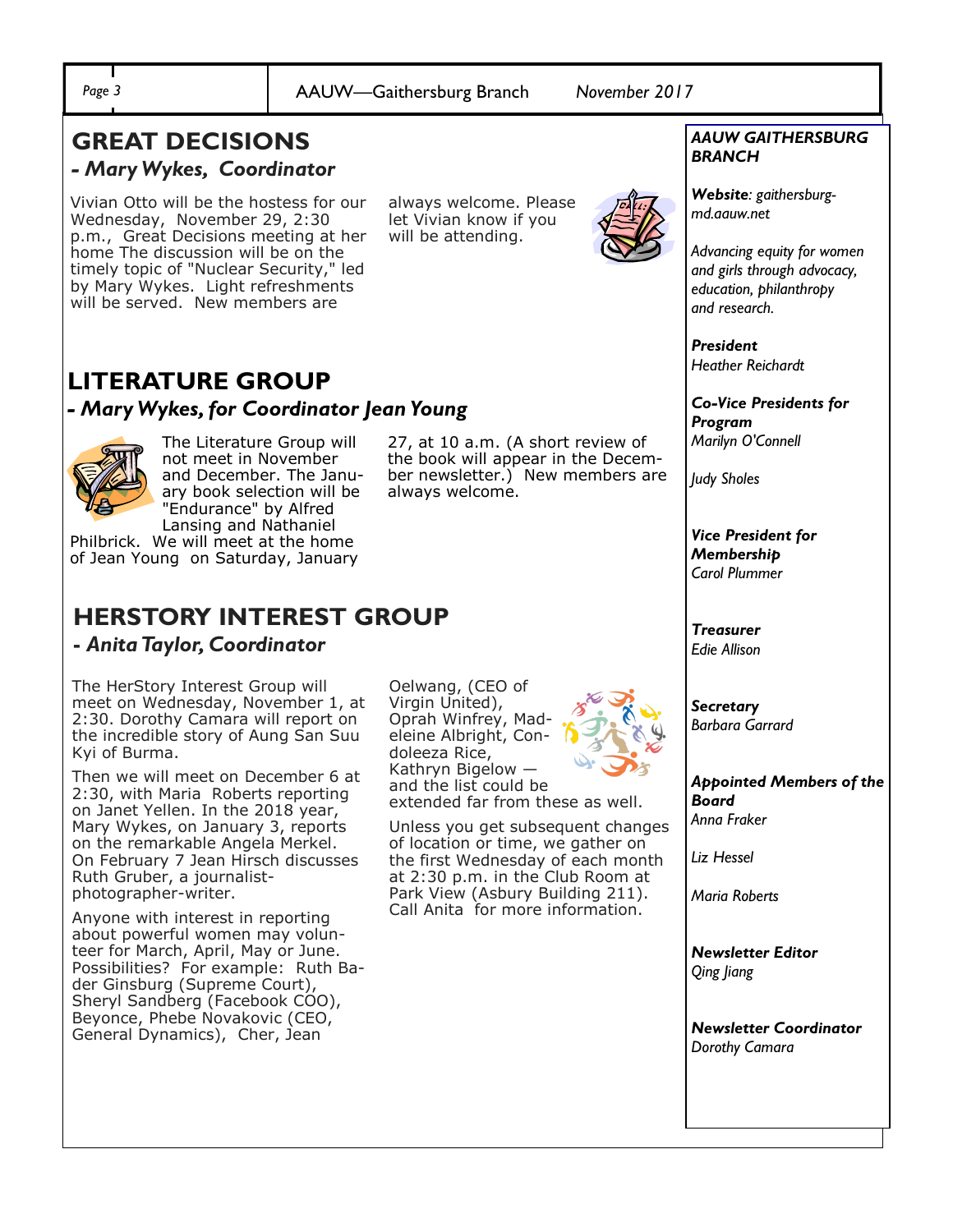## GREAT DECISIONS

### *- Mary Wykes, Coordinator*

Vivian Otto will be the hostess for our Wednesday, November 29, 2:30 p.m., Great Decisions meeting at her home The discussion will be on the timely topic of "Nuclear Security," led by Mary Wykes. Light refreshments will be served. New members are always welcome. Please let Vivian know if you will be attending.

## LITERATURE GROUP

### *- Mary Wykes, for Coordinator Jean Young*

The Literature Group will not meet in November and December. The January book selection will be "Endurance" by Alfred Lansing and Nathaniel Philbrick. We will meet at the home of Jean Young on Saturday, January 27, at 10 a.m. (A short review of the book will appear in the December newsletter.) New members are always welcome.

## HERSTORY INTEREST GROUP

### *- Anita Taylor, Coordinator*

The HerStory Interest Group will meet on Wednesday, November 1, at 2:30. Dorothy Camara will report on the incredible story of Aung San Suu Kyi of Burma.

Then we will meet on December 6 at 2:30, with Maria Roberts reporting on Janet Yellen. In the 2018 year, Mary Wykes, on January 3, reports on the remarkable Angela Merkel. On February 7 Jean Hirsch discusses Ruth Gruber, a journalist-photographer-writer.

Anyone with interest in reporting about powerful women may volunteer for March, April, May or June. Possibilities? For example: Ruth Bader Ginsburg (Supreme Court), Sheryl Sandberg (Facebook COO), Beyonce, Phebe Novakovic (CEO, General Dynamics), Cher, Jean Oelwang, (CEO of Virgin United), Oprah Winfrey, Madeleine Albright, Condoleeza Rice, Kathryn Bigelow — and the list could be extended far from these as well.

Unless you get subsequent changes of location or time, we gather on the first Wednesday of each month at 2:30 p.m. in the Club Room at Park View (Asbury Building 211). Call Anita for more information.

---

***AAUW GAITHERSBURG BRANCH***

***Website**: gaithersburg-md.aauw.net*

*Advancing equity for women and girls through advocacy, education, philanthropy and research.*

***President***
*Heather Reichardt*

***Co-Vice Presidents for Program***
*Marilyn O'Connell*

*Judy Sholes*

***Vice President for Membership***
*Carol Plummer*

***Treasurer***
*Edie Allison*

***Secretary***
*Barbara Garrard*

***Appointed Members of the Board***
*Anna Fraker*

*Liz Hessel*

*Maria Roberts*

***Newsletter Editor***
*Qing Jiang*

***Newsletter Coordinator***
*Dorothy Camara*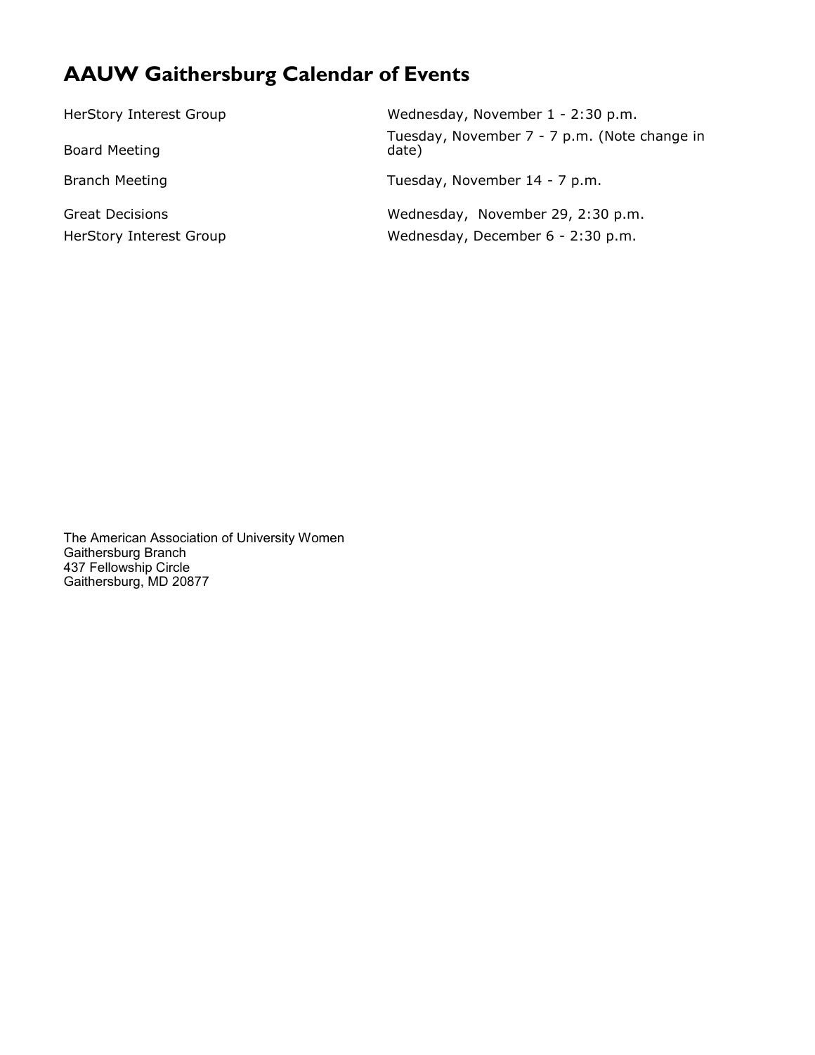## AAUW Gaithersburg Calendar of Events

| | |
|---|---|
| HerStory Interest Group | Wednesday, November 1 - 2:30 p.m. |
| Board Meeting | Tuesday, November 7 - 7 p.m. (Note change in date) |
| Branch Meeting | Tuesday, November 14 - 7 p.m. |
| Great Decisions | Wednesday, November 29, 2:30 p.m. |
| HerStory Interest Group | Wednesday, December 6 - 2:30 p.m. |

The American Association of University Women  
Gaithersburg Branch  
437 Fellowship Circle  
Gaithersburg, MD 20877